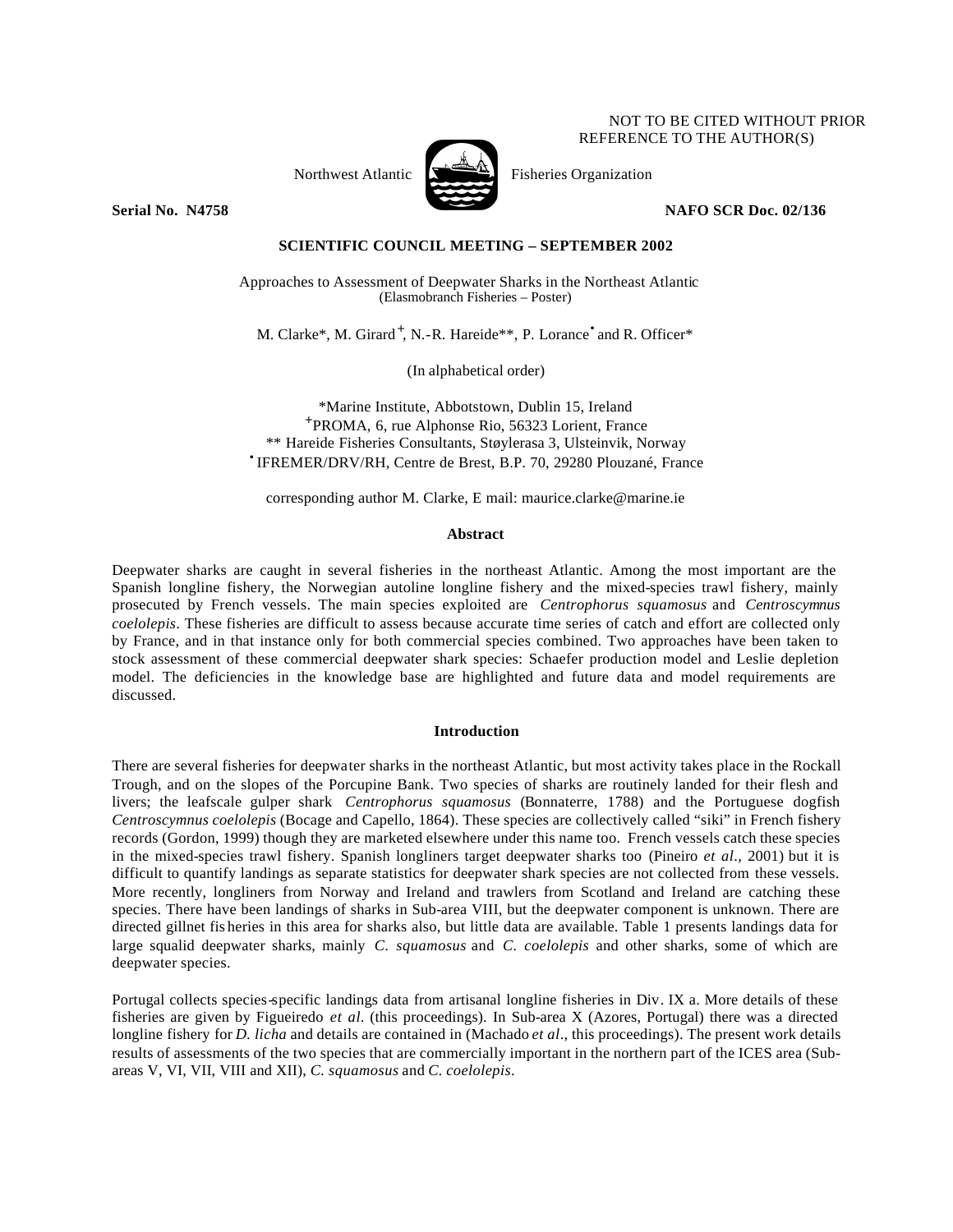NOT TO BE CITED WITHOUT PRIOR REFERENCE TO THE AUTHOR(S)

Northwest Atlantic Fisheries Organization

**Serial No. N4758** **NAFO SCR Doc. 02/136**

**SCIENTIFIC COUNCIL MEETING – SEPTEMBER 2002**

Approaches to Assessment of Deepwater Sharks in the Northeast Atlantic
(Elasmobranch Fisheries – Poster)

M. Clarke*, M. Girard[+], N.-R. Hareide**, P. Lorance[•] and R. Officer*

(In alphabetical order)

*Marine Institute, Abbotstown, Dublin 15, Ireland
[+]PROMA, 6, rue Alphonse Rio, 56323 Lorient, France
** Hareide Fisheries Consultants, Støylerasa 3, Ulsteinvik, Norway
[•] IFREMER/DRV/RH, Centre de Brest, B.P. 70, 29280 Plouzané, France

corresponding author M. Clarke, E mail: maurice.clarke@marine.ie

## Abstract

Deepwater sharks are caught in several fisheries in the northeast Atlantic. Among the most important are the Spanish longline fishery, the Norwegian autoline longline fishery and the mixed-species trawl fishery, mainly prosecuted by French vessels. The main species exploited are *Centrophorus squamosus* and *Centroscymnus coelolepis*. These fisheries are difficult to assess because accurate time series of catch and effort are collected only by France, and in that instance only for both commercial species combined. Two approaches have been taken to stock assessment of these commercial deepwater shark species: Schaefer production model and Leslie depletion model. The deficiencies in the knowledge base are highlighted and future data and model requirements are discussed.

## Introduction

There are several fisheries for deepwater sharks in the northeast Atlantic, but most activity takes place in the Rockall Trough, and on the slopes of the Porcupine Bank. Two species of sharks are routinely landed for their flesh and livers; the leafscale gulper shark *Centrophorus squamosus* (Bonnaterre, 1788) and the Portuguese dogfish *Centroscymnus coelolepis* (Bocage and Capello, 1864). These species are collectively called "siki" in French fishery records (Gordon, 1999) though they are marketed elsewhere under this name too. French vessels catch these species in the mixed-species trawl fishery. Spanish longliners target deepwater sharks too (Pineiro *et al*., 2001) but it is difficult to quantify landings as separate statistics for deepwater shark species are not collected from these vessels. More recently, longliners from Norway and Ireland and trawlers from Scotland and Ireland are catching these species. There have been landings of sharks in Sub-area VIII, but the deepwater component is unknown. There are directed gillnet fisheries in this area for sharks also, but little data are available. Table 1 presents landings data for large squalid deepwater sharks, mainly *C. squamosus* and *C. coelolepis* and other sharks, some of which are deepwater species.

Portugal collects species-specific landings data from artisanal longline fisheries in Div. IX a. More details of these fisheries are given by Figueiredo *et al.* (this proceedings). In Sub-area X (Azores, Portugal) there was a directed longline fishery for *D. licha* and details are contained in (Machado *et al*., this proceedings). The present work details results of assessments of the two species that are commercially important in the northern part of the ICES area (Sub-areas V, VI, VII, VIII and XII), *C. squamosus* and *C. coelolepis*.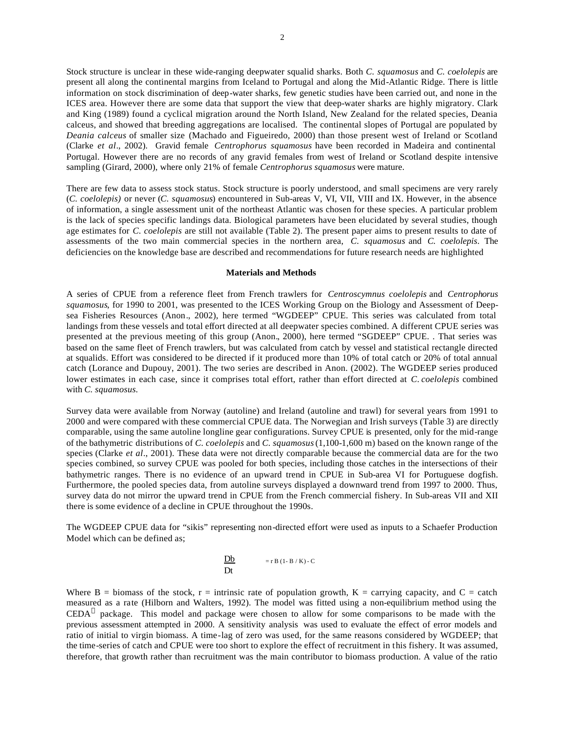Stock structure is unclear in these wide-ranging deepwater squalid sharks. Both *C. squamosus* and *C. coelolepis* are present all along the continental margins from Iceland to Portugal and along the Mid-Atlantic Ridge. There is little information on stock discrimination of deep-water sharks, few genetic studies have been carried out, and none in the ICES area. However there are some data that support the view that deep-water sharks are highly migratory. Clark and King (1989) found a cyclical migration around the North Island, New Zealand for the related species, Deania calceus, and showed that breeding aggregations are localised. The continental slopes of Portugal are populated by *Deania calceus* of smaller size (Machado and Figueiredo, 2000) than those present west of Ireland or Scotland (Clarke *et al*., 2002). Gravid female *Centrophorus squamosus* have been recorded in Madeira and continental Portugal. However there are no records of any gravid females from west of Ireland or Scotland despite intensive sampling (Girard, 2000), where only 21% of female *Centrophorus squamosus* were mature.

There are few data to assess stock status. Stock structure is poorly understood, and small specimens are very rarely (*C. coelolepis)* or never (*C. squamosus*) encountered in Sub-areas V, VI, VII, VIII and IX. However, in the absence of information, a single assessment unit of the northeast Atlantic was chosen for these species. A particular problem is the lack of species specific landings data. Biological parameters have been elucidated by several studies, though age estimates for *C. coelolepis* are still not available (Table 2). The present paper aims to present results to date of assessments of the two main commercial species in the northern area, *C. squamosus* and *C. coelolepis*. The deficiencies on the knowledge base are described and recommendations for future research needs are highlighted

## Materials and Methods

A series of CPUE from a reference fleet from French trawlers for *Centroscymnus coelolepis* and *Centrophorus squamosus*, for 1990 to 2001, was presented to the ICES Working Group on the Biology and Assessment of Deep-sea Fisheries Resources (Anon., 2002), here termed "WGDEEP" CPUE. This series was calculated from total landings from these vessels and total effort directed at all deepwater species combined. A different CPUE series was presented at the previous meeting of this group (Anon., 2000), here termed "SGDEEP" CPUE. . That series was based on the same fleet of French trawlers, but was calculated from catch by vessel and statistical rectangle directed at squalids. Effort was considered to be directed if it produced more than 10% of total catch or 20% of total annual catch (Lorance and Dupouy, 2001). The two series are described in Anon. (2002). The WGDEEP series produced lower estimates in each case, since it comprises total effort, rather than effort directed at *C. coelolepis* combined with *C. squamosus.*

Survey data were available from Norway (autoline) and Ireland (autoline and trawl) for several years from 1991 to 2000 and were compared with these commercial CPUE data. The Norwegian and Irish surveys (Table 3) are directly comparable, using the same autoline longline gear configurations. Survey CPUE is presented, only for the mid-range of the bathymetric distributions of *C. coelolepis* and *C. squamosus* (1,100-1,600 m) based on the known range of the species (Clarke *et al*., 2001). These data were not directly comparable because the commercial data are for the two species combined, so survey CPUE was pooled for both species, including those catches in the intersections of their bathymetric ranges. There is no evidence of an upward trend in CPUE in Sub-area VI for Portuguese dogfish. Furthermore, the pooled species data, from autoline surveys displayed a downward trend from 1997 to 2000. Thus, survey data do not mirror the upward trend in CPUE from the French commercial fishery. In Sub-areas VII and XII there is some evidence of a decline in CPUE throughout the 1990s.

The WGDEEP CPUE data for "sikis" representing non-directed effort were used as inputs to a Schaefer Production Model which can be defined as;

$$\frac{Db}{Dt} = r\,B\,(1 - B / K) - C$$

Where B = biomass of the stock, r = intrinsic rate of population growth, K = carrying capacity, and C = catch measured as a rate (Hilborn and Walters, 1992). The model was fitted using a non-equilibrium method using the CEDA® package. This model and package were chosen to allow for some comparisons to be made with the previous assessment attempted in 2000. A sensitivity analysis was used to evaluate the effect of error models and ratio of initial to virgin biomass. A time-lag of zero was used, for the same reasons considered by WGDEEP; that the time-series of catch and CPUE were too short to explore the effect of recruitment in this fishery. It was assumed, therefore, that growth rather than recruitment was the main contributor to biomass production. A value of the ratio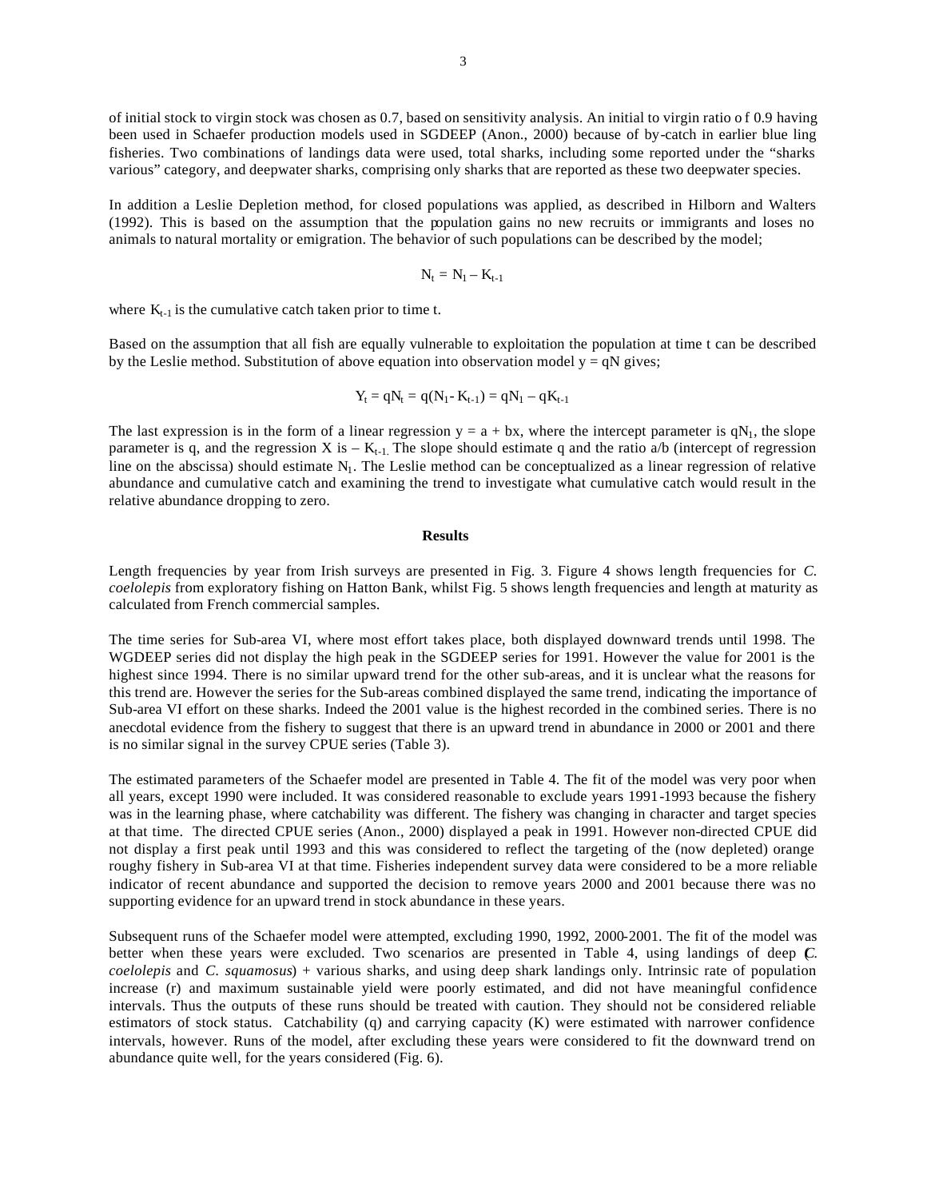of initial stock to virgin stock was chosen as 0.7, based on sensitivity analysis. An initial to virgin ratio of 0.9 having been used in Schaefer production models used in SGDEEP (Anon., 2000) because of by-catch in earlier blue ling fisheries. Two combinations of landings data were used, total sharks, including some reported under the "sharks various" category, and deepwater sharks, comprising only sharks that are reported as these two deepwater species.

In addition a Leslie Depletion method, for closed populations was applied, as described in Hilborn and Walters (1992). This is based on the assumption that the population gains no new recruits or immigrants and loses no animals to natural mortality or emigration. The behavior of such populations can be described by the model;

$$N_t = N_1 - K_{t-1}$$

where $K_{t-1}$ is the cumulative catch taken prior to time t.

Based on the assumption that all fish are equally vulnerable to exploitation the population at time t can be described by the Leslie method. Substitution of above equation into observation model $y = qN$ gives;

$$Y_t = qN_t = q(N_1 - K_{t-1}) = qN_1 - qK_{t-1}$$

The last expression is in the form of a linear regression $y = a + bx$, where the intercept parameter is $qN_1$, the slope parameter is q, and the regression X is $-K_{t-1}$. The slope should estimate q and the ratio a/b (intercept of regression line on the abscissa) should estimate $N_1$. The Leslie method can be conceptualized as a linear regression of relative abundance and cumulative catch and examining the trend to investigate what cumulative catch would result in the relative abundance dropping to zero.

## Results

Length frequencies by year from Irish surveys are presented in Fig. 3. Figure 4 shows length frequencies for *C. coelolepis* from exploratory fishing on Hatton Bank, whilst Fig. 5 shows length frequencies and length at maturity as calculated from French commercial samples.

The time series for Sub-area VI, where most effort takes place, both displayed downward trends until 1998. The WGDEEP series did not display the high peak in the SGDEEP series for 1991. However the value for 2001 is the highest since 1994. There is no similar upward trend for the other sub-areas, and it is unclear what the reasons for this trend are. However the series for the Sub-areas combined displayed the same trend, indicating the importance of Sub-area VI effort on these sharks. Indeed the 2001 value is the highest recorded in the combined series. There is no anecdotal evidence from the fishery to suggest that there is an upward trend in abundance in 2000 or 2001 and there is no similar signal in the survey CPUE series (Table 3).

The estimated parameters of the Schaefer model are presented in Table 4. The fit of the model was very poor when all years, except 1990 were included. It was considered reasonable to exclude years 1991-1993 because the fishery was in the learning phase, where catchability was different. The fishery was changing in character and target species at that time. The directed CPUE series (Anon., 2000) displayed a peak in 1991. However non-directed CPUE did not display a first peak until 1993 and this was considered to reflect the targeting of the (now depleted) orange roughy fishery in Sub-area VI at that time. Fisheries independent survey data were considered to be a more reliable indicator of recent abundance and supported the decision to remove years 2000 and 2001 because there was no supporting evidence for an upward trend in stock abundance in these years.

Subsequent runs of the Schaefer model were attempted, excluding 1990, 1992, 2000-2001. The fit of the model was better when these years were excluded. Two scenarios are presented in Table 4, using landings of deep (*C. coelolepis* and *C. squamosus*) + various sharks, and using deep shark landings only. Intrinsic rate of population increase (r) and maximum sustainable yield were poorly estimated, and did not have meaningful confidence intervals. Thus the outputs of these runs should be treated with caution. They should not be considered reliable estimators of stock status. Catchability (q) and carrying capacity (K) were estimated with narrower confidence intervals, however. Runs of the model, after excluding these years were considered to fit the downward trend on abundance quite well, for the years considered (Fig. 6).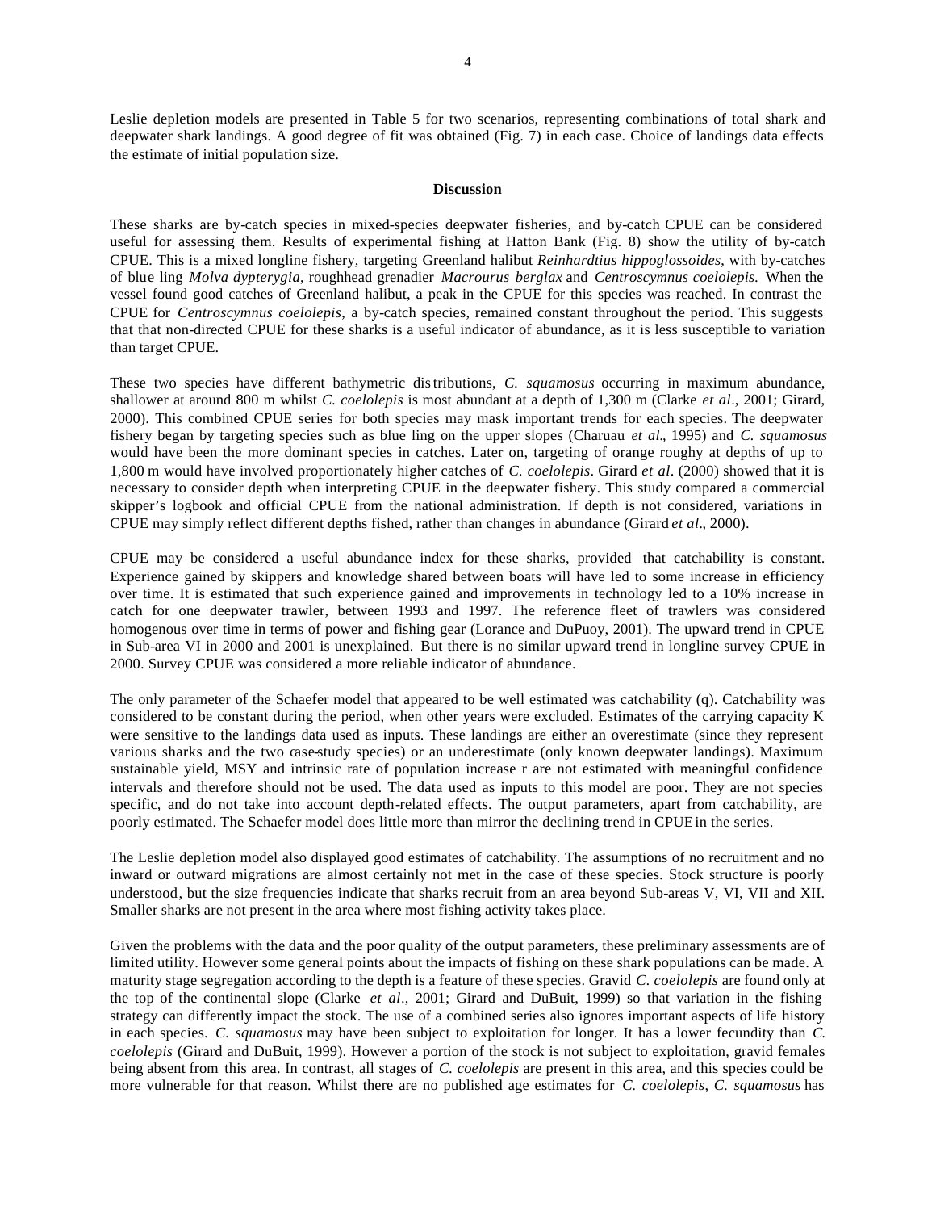Leslie depletion models are presented in Table 5 for two scenarios, representing combinations of total shark and deepwater shark landings. A good degree of fit was obtained (Fig. 7) in each case. Choice of landings data effects the estimate of initial population size.

## Discussion

These sharks are by-catch species in mixed-species deepwater fisheries, and by-catch CPUE can be considered useful for assessing them. Results of experimental fishing at Hatton Bank (Fig. 8) show the utility of by-catch CPUE. This is a mixed longline fishery, targeting Greenland halibut *Reinhardtius hippoglossoides*, with by-catches of blue ling *Molva dypterygia*, roughhead grenadier *Macrourus berglax* and *Centroscymnus coelolepis*. When the vessel found good catches of Greenland halibut, a peak in the CPUE for this species was reached. In contrast the CPUE for *Centroscymnus coelolepis*, a by-catch species, remained constant throughout the period. This suggests that that non-directed CPUE for these sharks is a useful indicator of abundance, as it is less susceptible to variation than target CPUE.

These two species have different bathymetric distributions, *C. squamosus* occurring in maximum abundance, shallower at around 800 m whilst *C. coelolepis* is most abundant at a depth of 1,300 m (Clarke *et al*., 2001; Girard, 2000). This combined CPUE series for both species may mask important trends for each species. The deepwater fishery began by targeting species such as blue ling on the upper slopes (Charuau *et al*., 1995) and *C. squamosus* would have been the more dominant species in catches. Later on, targeting of orange roughy at depths of up to 1,800 m would have involved proportionately higher catches of *C. coelolepis*. Girard *et al*. (2000) showed that it is necessary to consider depth when interpreting CPUE in the deepwater fishery. This study compared a commercial skipper's logbook and official CPUE from the national administration. If depth is not considered, variations in CPUE may simply reflect different depths fished, rather than changes in abundance (Girard *et al*., 2000).

CPUE may be considered a useful abundance index for these sharks, provided that catchability is constant. Experience gained by skippers and knowledge shared between boats will have led to some increase in efficiency over time. It is estimated that such experience gained and improvements in technology led to a 10% increase in catch for one deepwater trawler, between 1993 and 1997. The reference fleet of trawlers was considered homogenous over time in terms of power and fishing gear (Lorance and DuPuoy, 2001). The upward trend in CPUE in Sub-area VI in 2000 and 2001 is unexplained. But there is no similar upward trend in longline survey CPUE in 2000. Survey CPUE was considered a more reliable indicator of abundance.

The only parameter of the Schaefer model that appeared to be well estimated was catchability (q). Catchability was considered to be constant during the period, when other years were excluded. Estimates of the carrying capacity K were sensitive to the landings data used as inputs. These landings are either an overestimate (since they represent various sharks and the two case-study species) or an underestimate (only known deepwater landings). Maximum sustainable yield, MSY and intrinsic rate of population increase r are not estimated with meaningful confidence intervals and therefore should not be used. The data used as inputs to this model are poor. They are not species specific, and do not take into account depth-related effects. The output parameters, apart from catchability, are poorly estimated. The Schaefer model does little more than mirror the declining trend in CPUE in the series.

The Leslie depletion model also displayed good estimates of catchability. The assumptions of no recruitment and no inward or outward migrations are almost certainly not met in the case of these species. Stock structure is poorly understood, but the size frequencies indicate that sharks recruit from an area beyond Sub-areas V, VI, VII and XII. Smaller sharks are not present in the area where most fishing activity takes place.

Given the problems with the data and the poor quality of the output parameters, these preliminary assessments are of limited utility. However some general points about the impacts of fishing on these shark populations can be made. A maturity stage segregation according to the depth is a feature of these species. Gravid *C. coelolepis* are found only at the top of the continental slope (Clarke *et al*., 2001; Girard and DuBuit, 1999) so that variation in the fishing strategy can differently impact the stock. The use of a combined series also ignores important aspects of life history in each species. *C. squamosus* may have been subject to exploitation for longer. It has a lower fecundity than *C. coelolepis* (Girard and DuBuit, 1999). However a portion of the stock is not subject to exploitation, gravid females being absent from this area. In contrast, all stages of *C. coelolepis* are present in this area, and this species could be more vulnerable for that reason. Whilst there are no published age estimates for *C. coelolepis*, *C. squamosus* has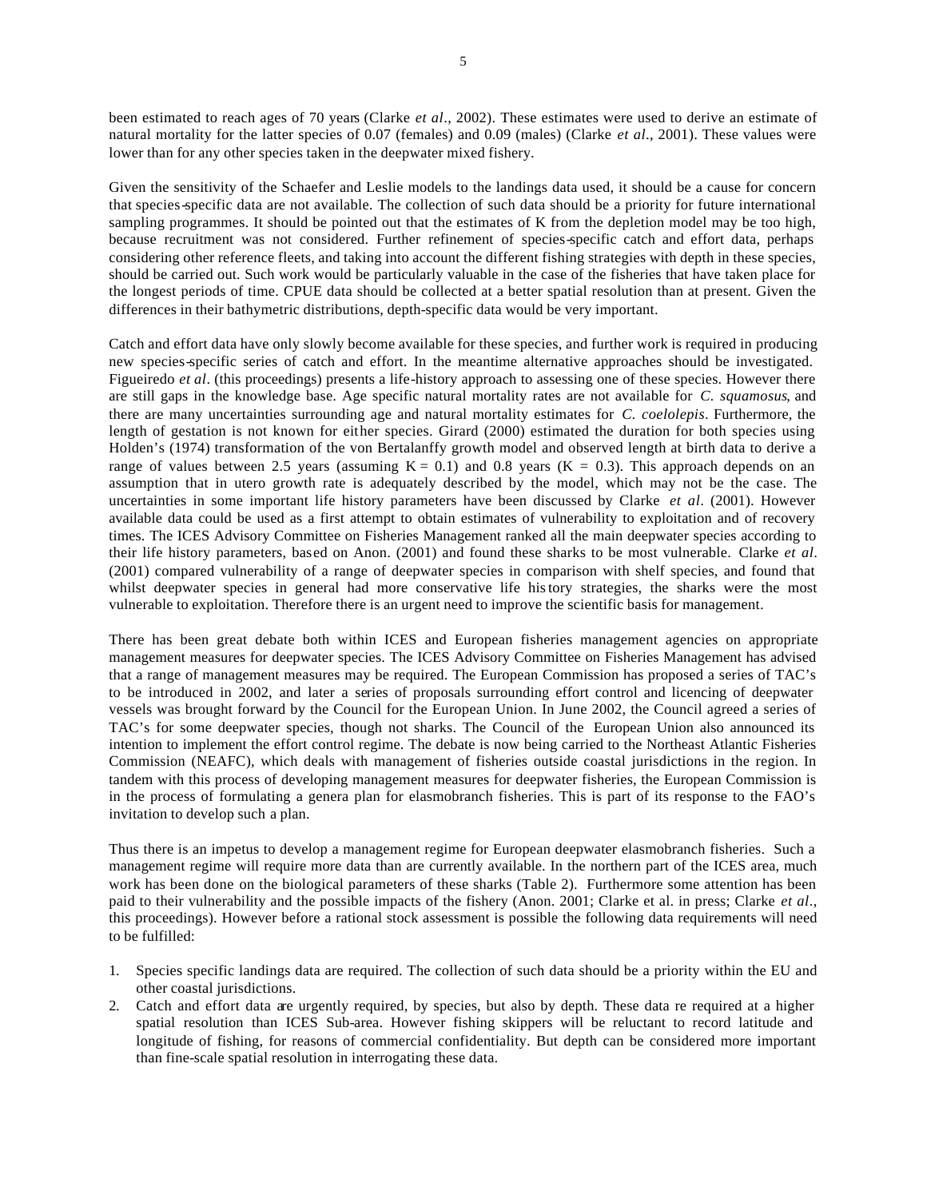been estimated to reach ages of 70 years (Clarke *et al*., 2002). These estimates were used to derive an estimate of natural mortality for the latter species of 0.07 (females) and 0.09 (males) (Clarke *et al*., 2001). These values were lower than for any other species taken in the deepwater mixed fishery.

Given the sensitivity of the Schaefer and Leslie models to the landings data used, it should be a cause for concern that species-specific data are not available. The collection of such data should be a priority for future international sampling programmes. It should be pointed out that the estimates of K from the depletion model may be too high, because recruitment was not considered. Further refinement of species-specific catch and effort data, perhaps considering other reference fleets, and taking into account the different fishing strategies with depth in these species, should be carried out. Such work would be particularly valuable in the case of the fisheries that have taken place for the longest periods of time. CPUE data should be collected at a better spatial resolution than at present. Given the differences in their bathymetric distributions, depth-specific data would be very important.

Catch and effort data have only slowly become available for these species, and further work is required in producing new species-specific series of catch and effort. In the meantime alternative approaches should be investigated. Figueiredo *et al*. (this proceedings) presents a life-history approach to assessing one of these species. However there are still gaps in the knowledge base. Age specific natural mortality rates are not available for *C. squamosus*, and there are many uncertainties surrounding age and natural mortality estimates for *C. coelolepis*. Furthermore, the length of gestation is not known for either species. Girard (2000) estimated the duration for both species using Holden's (1974) transformation of the von Bertalanffy growth model and observed length at birth data to derive a range of values between 2.5 years (assuming $K = 0.1$) and 0.8 years ($K = 0.3$). This approach depends on an assumption that in utero growth rate is adequately described by the model, which may not be the case. The uncertainties in some important life history parameters have been discussed by Clarke *et al*. (2001). However available data could be used as a first attempt to obtain estimates of vulnerability to exploitation and of recovery times. The ICES Advisory Committee on Fisheries Management ranked all the main deepwater species according to their life history parameters, based on Anon. (2001) and found these sharks to be most vulnerable. Clarke *et al*. (2001) compared vulnerability of a range of deepwater species in comparison with shelf species, and found that whilst deepwater species in general had more conservative life history strategies, the sharks were the most vulnerable to exploitation. Therefore there is an urgent need to improve the scientific basis for management.

There has been great debate both within ICES and European fisheries management agencies on appropriate management measures for deepwater species. The ICES Advisory Committee on Fisheries Management has advised that a range of management measures may be required. The European Commission has proposed a series of TAC's to be introduced in 2002, and later a series of proposals surrounding effort control and licencing of deepwater vessels was brought forward by the Council for the European Union. In June 2002, the Council agreed a series of TAC's for some deepwater species, though not sharks. The Council of the European Union also announced its intention to implement the effort control regime. The debate is now being carried to the Northeast Atlantic Fisheries Commission (NEAFC), which deals with management of fisheries outside coastal jurisdictions in the region. In tandem with this process of developing management measures for deepwater fisheries, the European Commission is in the process of formulating a genera plan for elasmobranch fisheries. This is part of its response to the FAO's invitation to develop such a plan.

Thus there is an impetus to develop a management regime for European deepwater elasmobranch fisheries. Such a management regime will require more data than are currently available. In the northern part of the ICES area, much work has been done on the biological parameters of these sharks (Table 2). Furthermore some attention has been paid to their vulnerability and the possible impacts of the fishery (Anon. 2001; Clarke et al. in press; Clarke *et al*., this proceedings). However before a rational stock assessment is possible the following data requirements will need to be fulfilled:

1. Species specific landings data are required. The collection of such data should be a priority within the EU and other coastal jurisdictions.
2. Catch and effort data are urgently required, by species, but also by depth. These data re required at a higher spatial resolution than ICES Sub-area. However fishing skippers will be reluctant to record latitude and longitude of fishing, for reasons of commercial confidentiality. But depth can be considered more important than fine-scale spatial resolution in interrogating these data.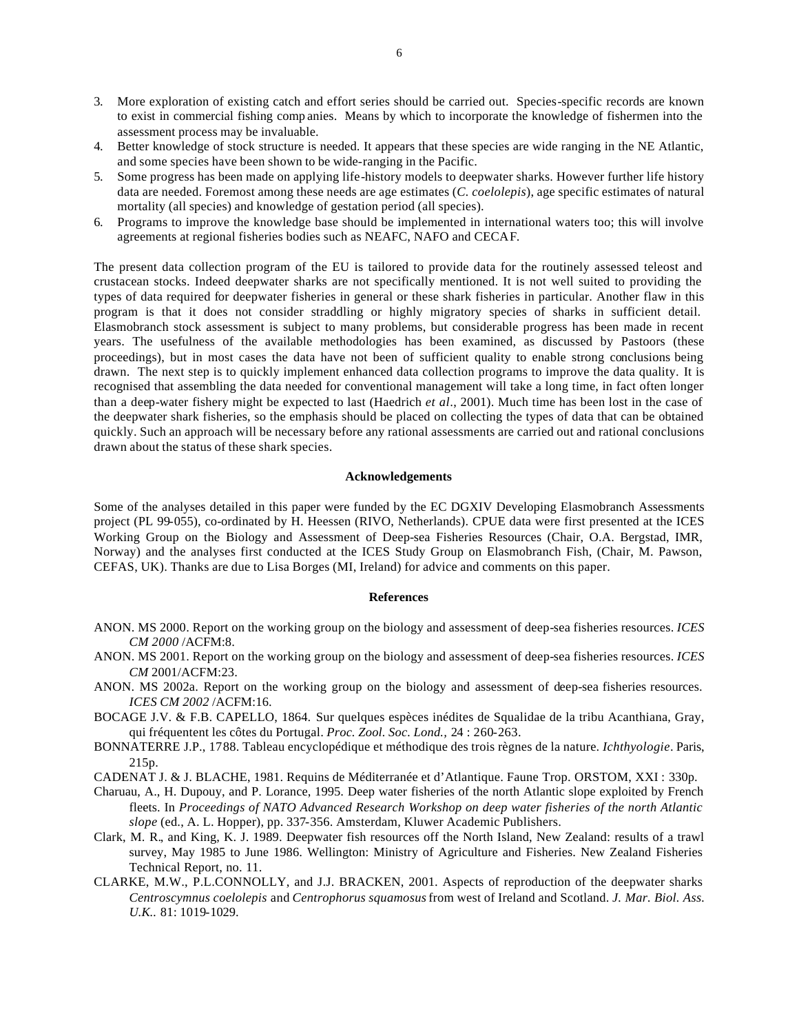3. More exploration of existing catch and effort series should be carried out. Species-specific records are known to exist in commercial fishing companies. Means by which to incorporate the knowledge of fishermen into the assessment process may be invaluable.
4. Better knowledge of stock structure is needed. It appears that these species are wide ranging in the NE Atlantic, and some species have been shown to be wide-ranging in the Pacific.
5. Some progress has been made on applying life-history models to deepwater sharks. However further life history data are needed. Foremost among these needs are age estimates (*C. coelolepis*), age specific estimates of natural mortality (all species) and knowledge of gestation period (all species).
6. Programs to improve the knowledge base should be implemented in international waters too; this will involve agreements at regional fisheries bodies such as NEAFC, NAFO and CECAF.

The present data collection program of the EU is tailored to provide data for the routinely assessed teleost and crustacean stocks. Indeed deepwater sharks are not specifically mentioned. It is not well suited to providing the types of data required for deepwater fisheries in general or these shark fisheries in particular. Another flaw in this program is that it does not consider straddling or highly migratory species of sharks in sufficient detail. Elasmobranch stock assessment is subject to many problems, but considerable progress has been made in recent years. The usefulness of the available methodologies has been examined, as discussed by Pastoors (these proceedings), but in most cases the data have not been of sufficient quality to enable strong conclusions being drawn. The next step is to quickly implement enhanced data collection programs to improve the data quality. It is recognised that assembling the data needed for conventional management will take a long time, in fact often longer than a deep-water fishery might be expected to last (Haedrich *et al*., 2001). Much time has been lost in the case of the deepwater shark fisheries, so the emphasis should be placed on collecting the types of data that can be obtained quickly. Such an approach will be necessary before any rational assessments are carried out and rational conclusions drawn about the status of these shark species.

## Acknowledgements

Some of the analyses detailed in this paper were funded by the EC DGXIV Developing Elasmobranch Assessments project (PL 99-055), co-ordinated by H. Heessen (RIVO, Netherlands). CPUE data were first presented at the ICES Working Group on the Biology and Assessment of Deep-sea Fisheries Resources (Chair, O.A. Bergstad, IMR, Norway) and the analyses first conducted at the ICES Study Group on Elasmobranch Fish, (Chair, M. Pawson, CEFAS, UK). Thanks are due to Lisa Borges (MI, Ireland) for advice and comments on this paper.

## References

ANON. MS 2000. Report on the working group on the biology and assessment of deep-sea fisheries resources. *ICES CM 2000* /ACFM:8.

ANON. MS 2001. Report on the working group on the biology and assessment of deep-sea fisheries resources. *ICES CM* 2001/ACFM:23.

ANON. MS 2002a. Report on the working group on the biology and assessment of deep-sea fisheries resources. *ICES CM 2002* /ACFM:16.

BOCAGE J.V. & F.B. CAPELLO, 1864. Sur quelques espèces inédites de Squalidae de la tribu Acanthiana, Gray, qui fréquentent les côtes du Portugal. *Proc. Zool. Soc. Lond.,* 24 : 260-263.

BONNATERRE J.P., 1788. Tableau encyclopédique et méthodique des trois règnes de la nature. *Ichthyologie*. Paris, 215p.

CADENAT J. & J. BLACHE, 1981. Requins de Méditerranée et d'Atlantique. Faune Trop. ORSTOM, XXI : 330p.

Charuau, A., H. Dupouy, and P. Lorance, 1995. Deep water fisheries of the north Atlantic slope exploited by French fleets. In *Proceedings of NATO Advanced Research Workshop on deep water fisheries of the north Atlantic slope* (ed., A. L. Hopper), pp. 337-356. Amsterdam, Kluwer Academic Publishers.

Clark, M. R., and King, K. J. 1989. Deepwater fish resources off the North Island, New Zealand: results of a trawl survey, May 1985 to June 1986. Wellington: Ministry of Agriculture and Fisheries. New Zealand Fisheries Technical Report, no. 11.

CLARKE, M.W., P.L.CONNOLLY, and J.J. BRACKEN, 2001. Aspects of reproduction of the deepwater sharks *Centroscymnus coelolepis* and *Centrophorus squamosus* from west of Ireland and Scotland. *J. Mar. Biol. Ass. U.K..* 81: 1019-1029.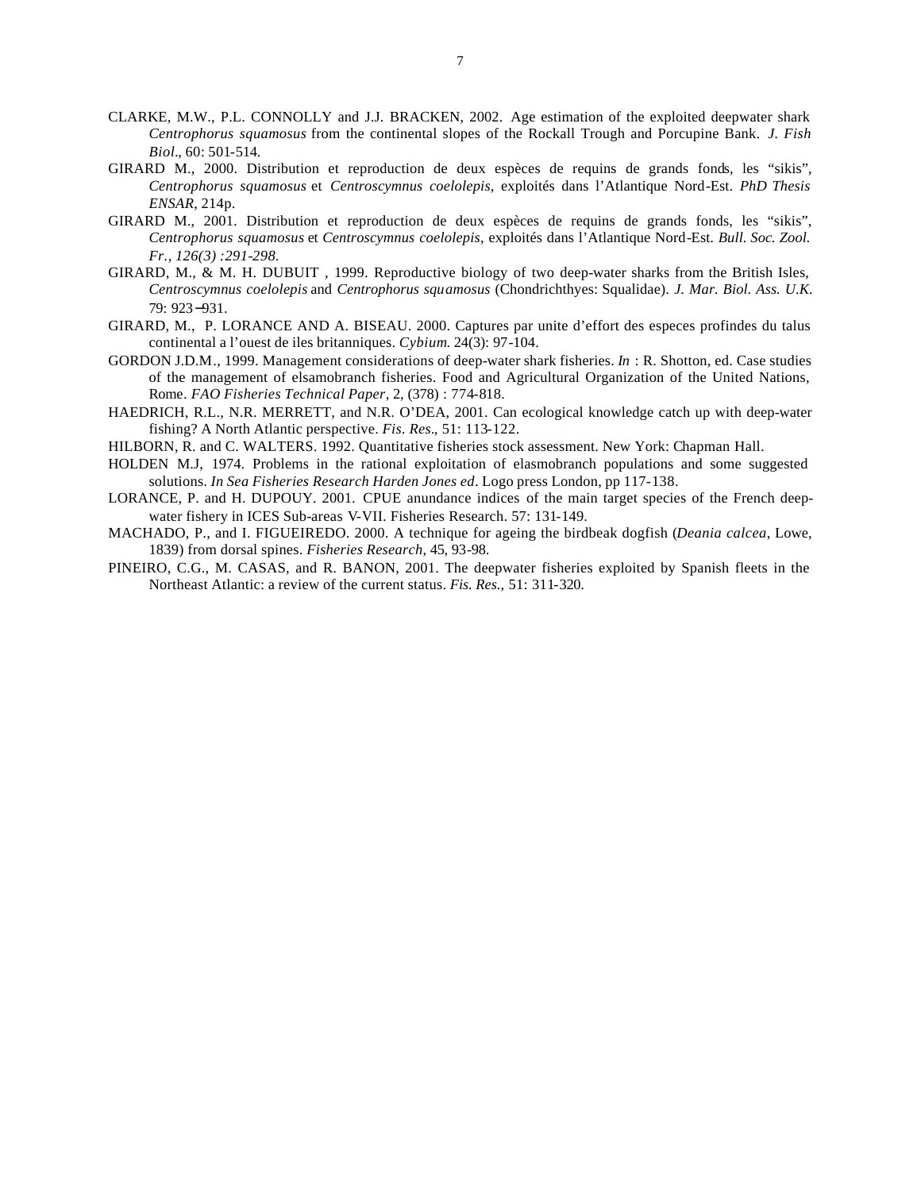CLARKE, M.W., P.L. CONNOLLY and J.J. BRACKEN, 2002. Age estimation of the exploited deepwater shark *Centrophorus squamosus* from the continental slopes of the Rockall Trough and Porcupine Bank. *J. Fish Biol*., 60: 501-514.

GIRARD M., 2000. Distribution et reproduction de deux espèces de requins de grands fonds, les "sikis", *Centrophorus squamosus* et *Centroscymnus coelolepis*, exploités dans l'Atlantique Nord-Est. *PhD Thesis ENSAR*, 214p.

GIRARD M., 2001. Distribution et reproduction de deux espèces de requins de grands fonds, les "sikis", *Centrophorus squamosus* et *Centroscymnus coelolepis*, exploités dans l'Atlantique Nord-Est. *Bull. Soc. Zool. Fr., 126(3) :291-298.*

GIRARD, M., & M. H. DUBUIT , 1999. Reproductive biology of two deep-water sharks from the British Isles, *Centroscymnus coelolepis* and *Centrophorus squamosus* (Chondrichthyes: Squalidae). *J. Mar. Biol. Ass. U.K.* 79: 923–931.

GIRARD, M., P. LORANCE AND A. BISEAU. 2000. Captures par unite d'effort des especes profindes du talus continental a l'ouest de iles britanniques. *Cybium.* 24(3): 97-104.

GORDON J.D.M., 1999. Management considerations of deep-water shark fisheries. *In* : R. Shotton, ed. Case studies of the management of elsamobranch fisheries. Food and Agricultural Organization of the United Nations, Rome. *FAO Fisheries Technical Paper*, 2, (378) : 774-818.

HAEDRICH, R.L., N.R. MERRETT, and N.R. O'DEA, 2001. Can ecological knowledge catch up with deep-water fishing? A North Atlantic perspective. *Fis. Res*., 51: 113-122.

HILBORN, R. and C. WALTERS. 1992. Quantitative fisheries stock assessment. New York: Chapman Hall.

HOLDEN M.J, 1974. Problems in the rational exploitation of elasmobranch populations and some suggested solutions. *In Sea Fisheries Research Harden Jones ed*. Logo press London, pp 117-138.

LORANCE, P. and H. DUPOUY. 2001. CPUE anundance indices of the main target species of the French deep-water fishery in ICES Sub-areas V-VII. Fisheries Research. 57: 131-149.

MACHADO, P., and I. FIGUEIREDO. 2000. A technique for ageing the birdbeak dogfish (*Deania calcea*, Lowe, 1839) from dorsal spines. *Fisheries Research*, 45, 93-98.

PINEIRO, C.G., M. CASAS, and R. BANON, 2001. The deepwater fisheries exploited by Spanish fleets in the Northeast Atlantic: a review of the current status. *Fis. Res.*, 51: 311-320.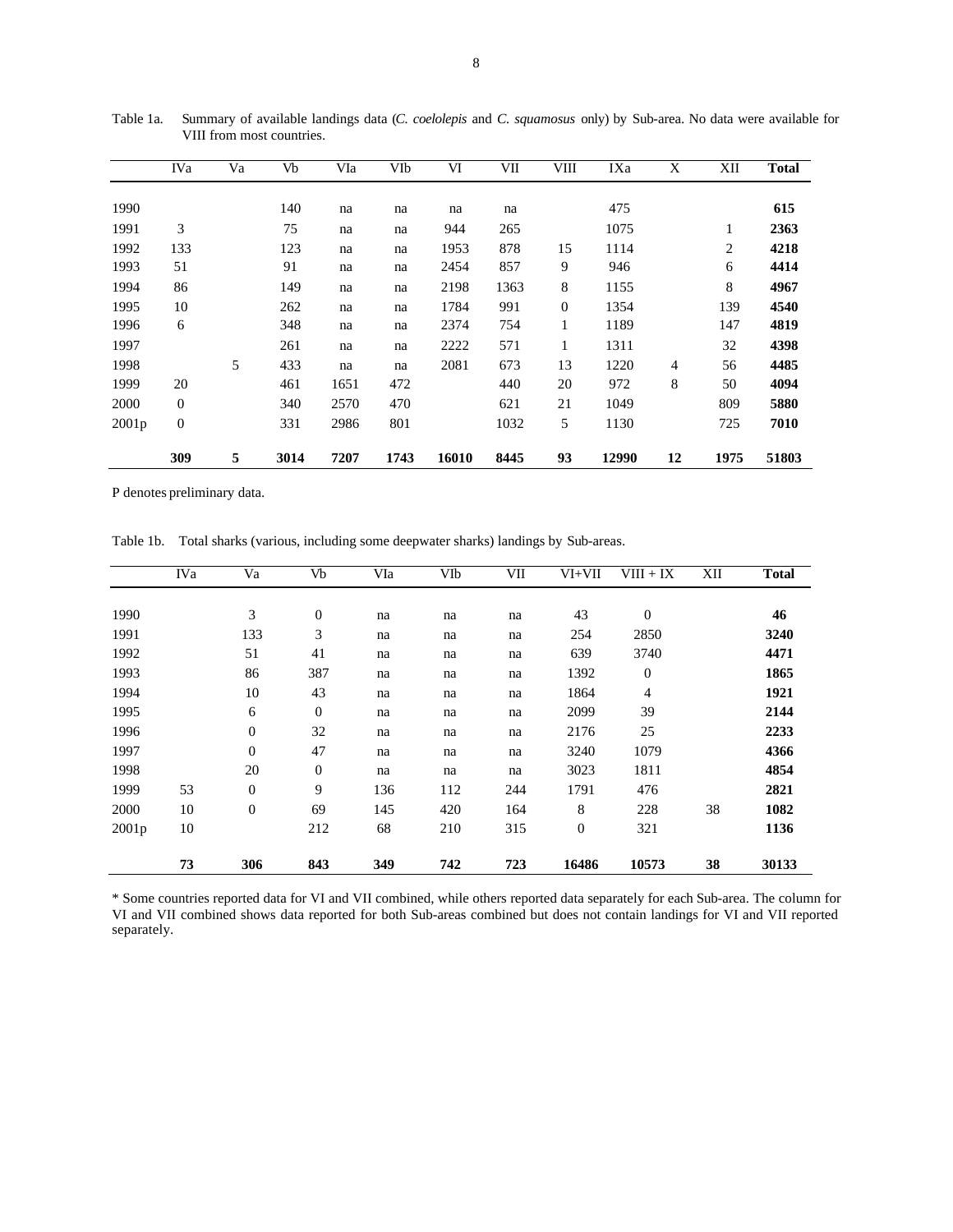Table 1a. Summary of available landings data (*C. coelolepis* and *C. squamosus* only) by Sub-area. No data were available for VIII from most countries.

| | IVa | Va | Vb | VIa | VIb | VI | VII | VIII | IXa | X | XII | Total |
|---|---|---|---|---|---|---|---|---|---|---|---|---|
| 1990 | | | 140 | na | na | na | na | | 475 | | | **615** |
| 1991 | 3 | | 75 | na | na | 944 | 265 | | 1075 | | 1 | **2363** |
| 1992 | 133 | | 123 | na | na | 1953 | 878 | 15 | 1114 | | 2 | **4218** |
| 1993 | 51 | | 91 | na | na | 2454 | 857 | 9 | 946 | | 6 | **4414** |
| 1994 | 86 | | 149 | na | na | 2198 | 1363 | 8 | 1155 | | 8 | **4967** |
| 1995 | 10 | | 262 | na | na | 1784 | 991 | 0 | 1354 | | 139 | **4540** |
| 1996 | 6 | | 348 | na | na | 2374 | 754 | 1 | 1189 | | 147 | **4819** |
| 1997 | | | 261 | na | na | 2222 | 571 | 1 | 1311 | | 32 | **4398** |
| 1998 | | 5 | 433 | na | na | 2081 | 673 | 13 | 1220 | 4 | 56 | **4485** |
| 1999 | 20 | | 461 | 1651 | 472 | | 440 | 20 | 972 | 8 | 50 | **4094** |
| 2000 | 0 | | 340 | 2570 | 470 | | 621 | 21 | 1049 | | 809 | **5880** |
| 2001p | 0 | | 331 | 2986 | 801 | | 1032 | 5 | 1130 | | 725 | **7010** |
| | **309** | **5** | **3014** | **7207** | **1743** | **16010** | **8445** | **93** | **12990** | **12** | **1975** | **51803** |

P denotes preliminary data.

Table 1b. Total sharks (various, including some deepwater sharks) landings by Sub-areas.

| | IVa | Va | Vb | VIa | VIb | VII | VI+VII | VIII + IX | XII | Total |
|---|---|---|---|---|---|---|---|---|---|---|
| 1990 | | 3 | 0 | na | na | na | 43 | 0 | | **46** |
| 1991 | | 133 | 3 | na | na | na | 254 | 2850 | | **3240** |
| 1992 | | 51 | 41 | na | na | na | 639 | 3740 | | **4471** |
| 1993 | | 86 | 387 | na | na | na | 1392 | 0 | | **1865** |
| 1994 | | 10 | 43 | na | na | na | 1864 | 4 | | **1921** |
| 1995 | | 6 | 0 | na | na | na | 2099 | 39 | | **2144** |
| 1996 | | 0 | 32 | na | na | na | 2176 | 25 | | **2233** |
| 1997 | | 0 | 47 | na | na | na | 3240 | 1079 | | **4366** |
| 1998 | | 20 | 0 | na | na | na | 3023 | 1811 | | **4854** |
| 1999 | 53 | 0 | 9 | 136 | 112 | 244 | 1791 | 476 | | **2821** |
| 2000 | 10 | 0 | 69 | 145 | 420 | 164 | 8 | 228 | 38 | **1082** |
| 2001p | 10 | | 212 | 68 | 210 | 315 | 0 | 321 | | **1136** |
| | **73** | **306** | **843** | **349** | **742** | **723** | **16486** | **10573** | **38** | **30133** |

* Some countries reported data for VI and VII combined, while others reported data separately for each Sub-area. The column for VI and VII combined shows data reported for both Sub-areas combined but does not contain landings for VI and VII reported separately.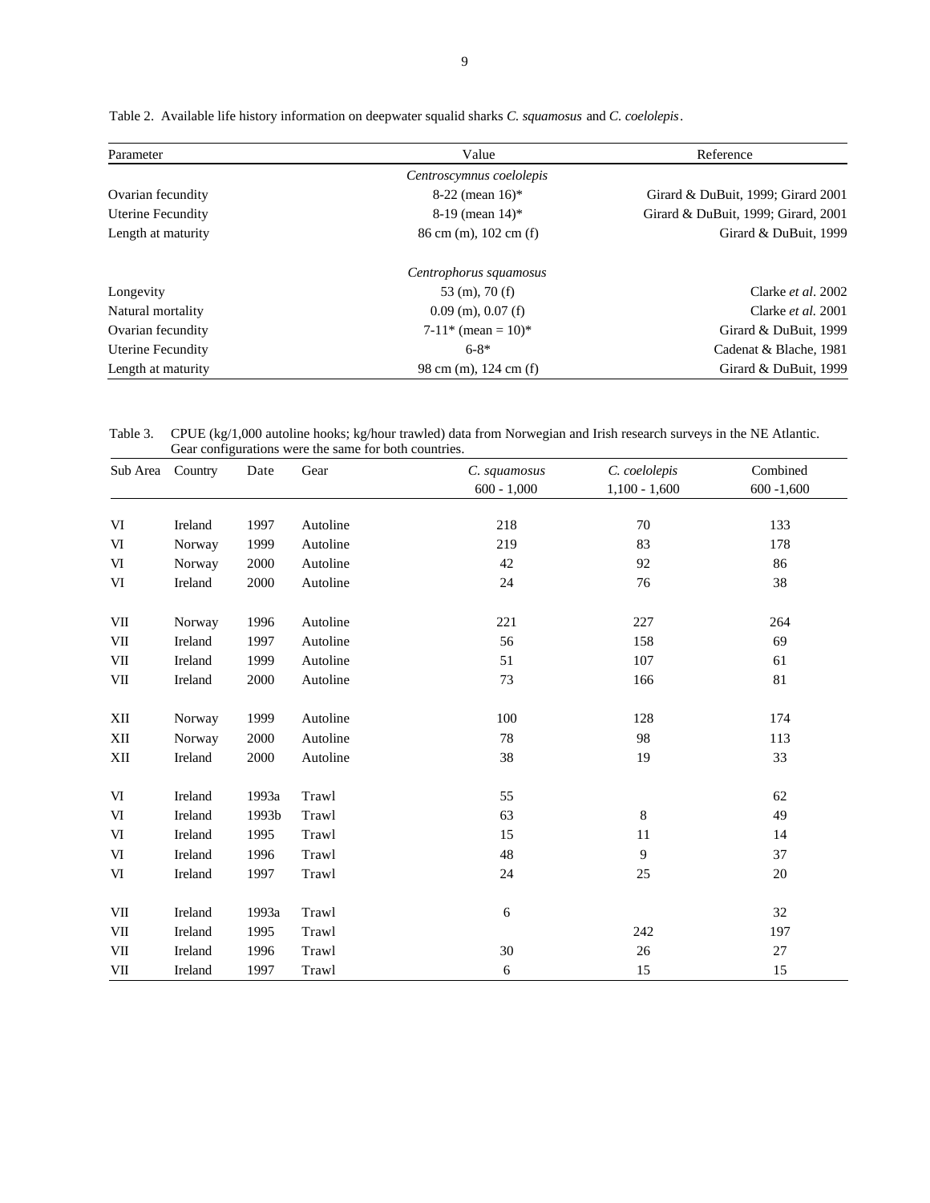Table 2. Available life history information on deepwater squalid sharks *C. squamosus* and *C. coelolepis*.

| Parameter | Value | Reference |
|---|---|---|
| | *Centroscymnus coelolepis* | |
| Ovarian fecundity | 8-22 (mean 16)* | Girard & DuBuit, 1999; Girard 2001 |
| Uterine Fecundity | 8-19 (mean 14)* | Girard & DuBuit, 1999; Girard, 2001 |
| Length at maturity | 86 cm (m), 102 cm (f) | Girard & DuBuit, 1999 |
| | *Centrophorus squamosus* | |
| Longevity | 53 (m), 70 (f) | Clarke *et al*. 2002 |
| Natural mortality | 0.09 (m), 0.07 (f) | Clarke *et al.* 2001 |
| Ovarian fecundity | 7-11* (mean = 10)* | Girard & DuBuit, 1999 |
| Uterine Fecundity | 6-8* | Cadenat & Blache, 1981 |
| Length at maturity | 98 cm (m), 124 cm (f) | Girard & DuBuit, 1999 |

Table 3. CPUE (kg/1,000 autoline hooks; kg/hour trawled) data from Norwegian and Irish research surveys in the NE Atlantic. Gear configurations were the same for both countries.

| Sub Area | Country | Date | Gear | *C. squamosus* 600 - 1,000 | *C. coelolepis* 1,100 - 1,600 | Combined 600 -1,600 |
|---|---|---|---|---|---|---|
| VI | Ireland | 1997 | Autoline | 218 | 70 | 133 |
| VI | Norway | 1999 | Autoline | 219 | 83 | 178 |
| VI | Norway | 2000 | Autoline | 42 | 92 | 86 |
| VI | Ireland | 2000 | Autoline | 24 | 76 | 38 |
| VII | Norway | 1996 | Autoline | 221 | 227 | 264 |
| VII | Ireland | 1997 | Autoline | 56 | 158 | 69 |
| VII | Ireland | 1999 | Autoline | 51 | 107 | 61 |
| VII | Ireland | 2000 | Autoline | 73 | 166 | 81 |
| XII | Norway | 1999 | Autoline | 100 | 128 | 174 |
| XII | Norway | 2000 | Autoline | 78 | 98 | 113 |
| XII | Ireland | 2000 | Autoline | 38 | 19 | 33 |
| VI | Ireland | 1993a | Trawl | 55 | | 62 |
| VI | Ireland | 1993b | Trawl | 63 | 8 | 49 |
| VI | Ireland | 1995 | Trawl | 15 | 11 | 14 |
| VI | Ireland | 1996 | Trawl | 48 | 9 | 37 |
| VI | Ireland | 1997 | Trawl | 24 | 25 | 20 |
| VII | Ireland | 1993a | Trawl | 6 | | 32 |
| VII | Ireland | 1995 | Trawl | | 242 | 197 |
| VII | Ireland | 1996 | Trawl | 30 | 26 | 27 |
| VII | Ireland | 1997 | Trawl | 6 | 15 | 15 |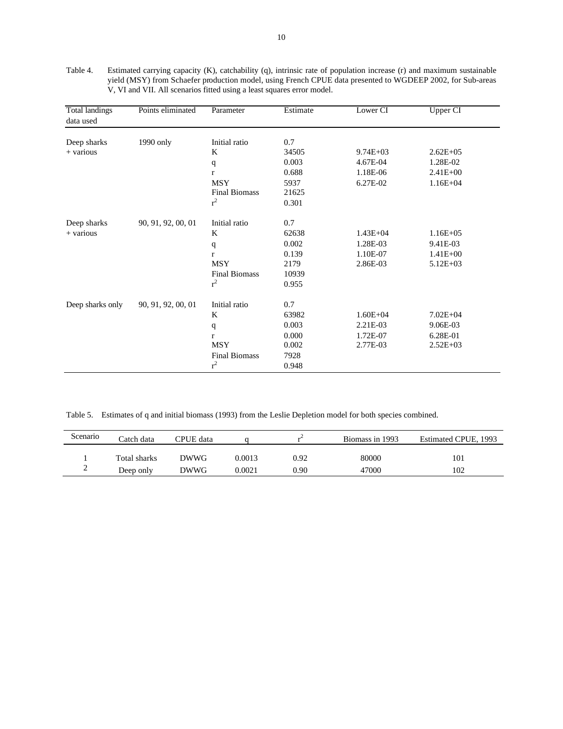Table 4. Estimated carrying capacity (K), catchability (q), intrinsic rate of population increase (r) and maximum sustainable yield (MSY) from Schaefer production model, using French CPUE data presented to WGDEEP 2002, for Sub-areas V, VI and VII. All scenarios fitted using a least squares error model.

| Total landings data used | Points eliminated | Parameter | Estimate | Lower CI | Upper CI |
|---|---|---|---|---|---|
| Deep sharks + various | 1990 only | Initial ratio | 0.7 | | |
| | | K | 34505 | 9.74E+03 | 2.62E+05 |
| | | q | 0.003 | 4.67E-04 | 1.28E-02 |
| | | r | 0.688 | 1.18E-06 | 2.41E+00 |
| | | MSY | 5937 | 6.27E-02 | 1.16E+04 |
| | | Final Biomass | 21625 | | |
| | | $r^2$ | 0.301 | | |
| Deep sharks + various | 90, 91, 92, 00, 01 | Initial ratio | 0.7 | | |
| | | K | 62638 | 1.43E+04 | 1.16E+05 |
| | | q | 0.002 | 1.28E-03 | 9.41E-03 |
| | | r | 0.139 | 1.10E-07 | 1.41E+00 |
| | | MSY | 2179 | 2.86E-03 | 5.12E+03 |
| | | Final Biomass | 10939 | | |
| | | $r^2$ | 0.955 | | |
| Deep sharks only | 90, 91, 92, 00, 01 | Initial ratio | 0.7 | | |
| | | K | 63982 | 1.60E+04 | 7.02E+04 |
| | | q | 0.003 | 2.21E-03 | 9.06E-03 |
| | | r | 0.000 | 1.72E-07 | 6.28E-01 |
| | | MSY | 0.002 | 2.77E-03 | 2.52E+03 |
| | | Final Biomass | 7928 | | |
| | | $r^2$ | 0.948 | | |

Table 5. Estimates of q and initial biomass (1993) from the Leslie Depletion model for both species combined.

| Scenario | Catch data | CPUE data | q | $r^2$ | Biomass in 1993 | Estimated CPUE, 1993 |
|---|---|---|---|---|---|---|
| 1 | Total sharks | DWWG | 0.0013 | 0.92 | 80000 | 101 |
| 2 | Deep only | DWWG | 0.0021 | 0.90 | 47000 | 102 |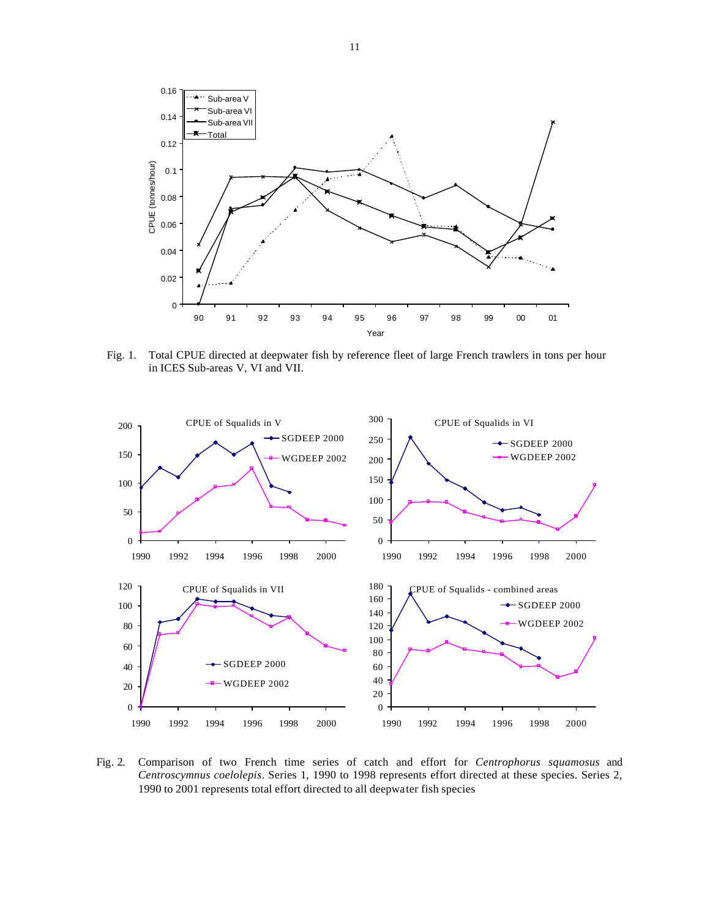Fig. 1. Total CPUE directed at deepwater fish by reference fleet of large French trawlers in tons per hour in ICES Sub-areas V, VI and VII.

Fig. 2. Comparison of two French time series of catch and effort for *Centrophorus squamosus* and *Centroscymnus coelolepis*. Series 1, 1990 to 1998 represents effort directed at these species. Series 2, 1990 to 2001 represents total effort directed to all deepwater fish species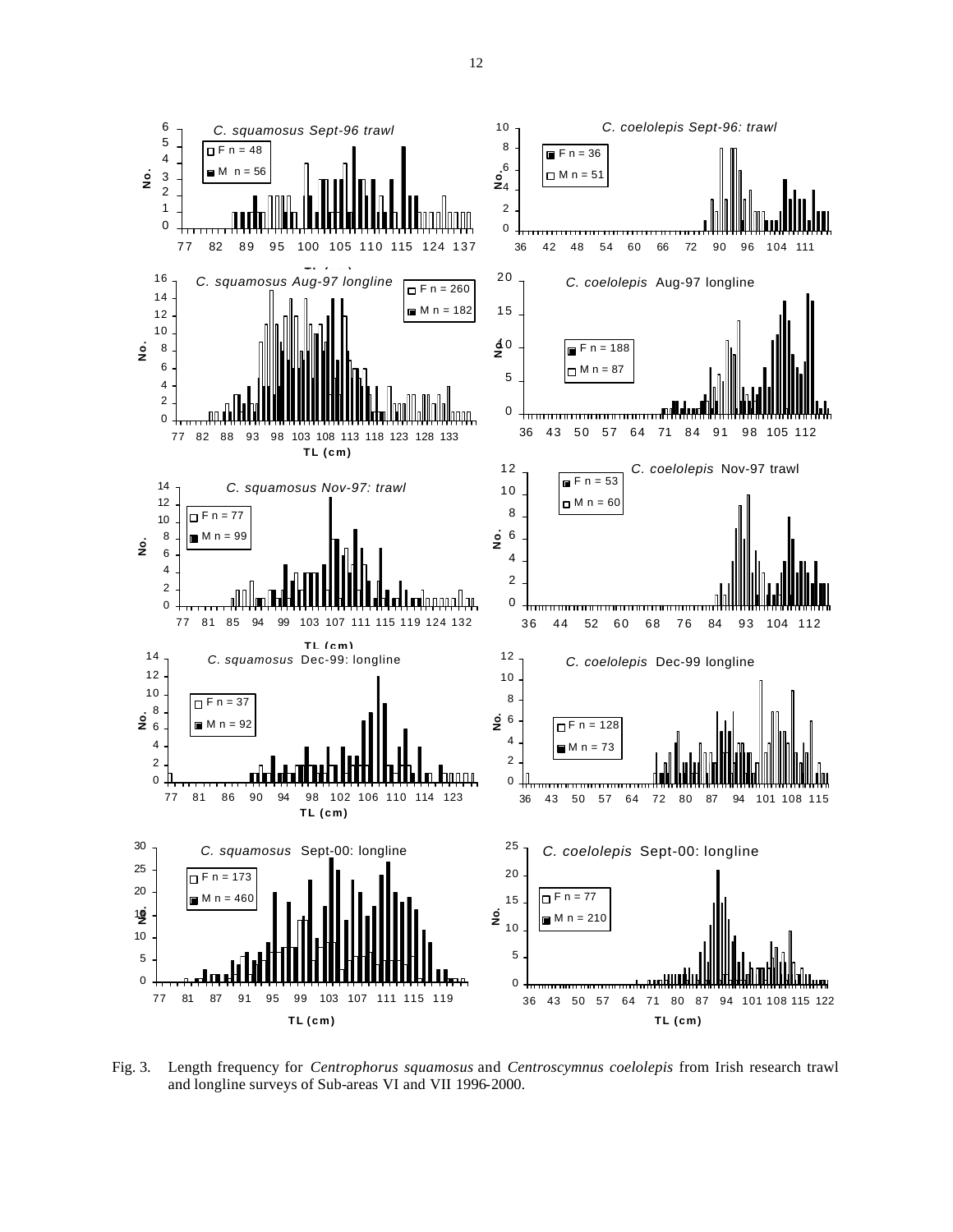Fig. 3. Length frequency for *Centrophorus squamosus* and *Centroscymnus coelolepis* from Irish research trawl and longline surveys of Sub-areas VI and VII 1996-2000.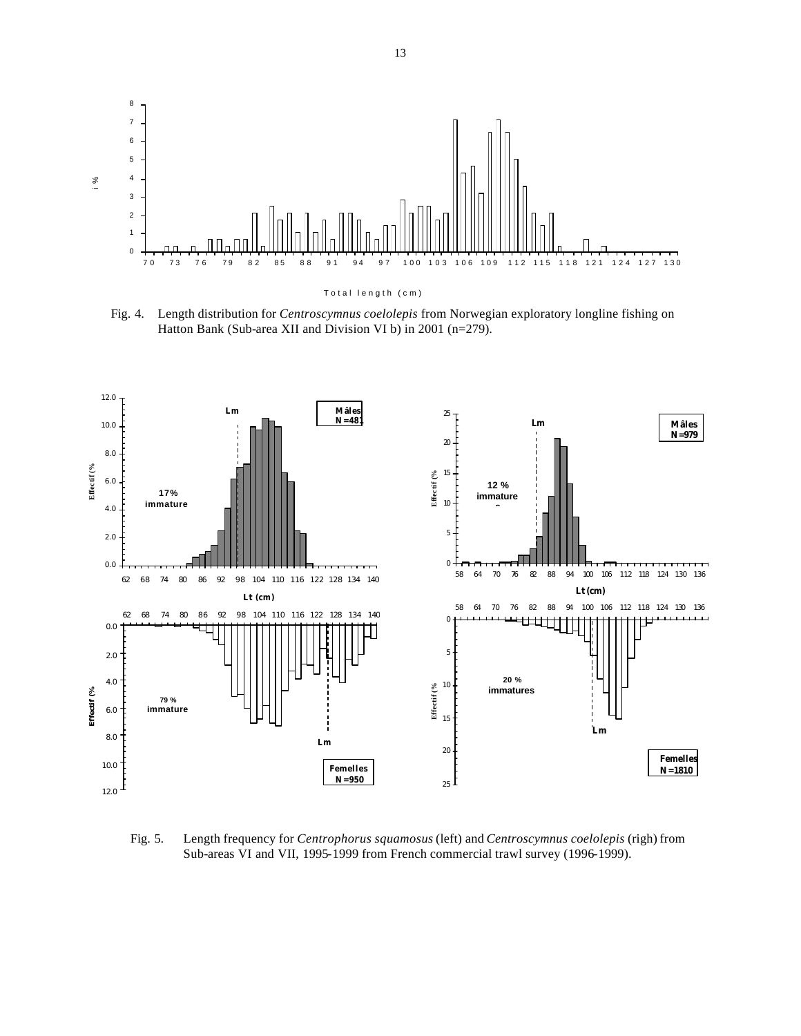Fig. 4. Length distribution for *Centroscymnus coelolepis* from Norwegian exploratory longline fishing on Hatton Bank (Sub-area XII and Division VI b) in 2001 (n=279).

Fig. 5. Length frequency for *Centrophorus squamosus* (left) and *Centroscymnus coelolepis* (righ) from Sub-areas VI and VII, 1995-1999 from French commercial trawl survey (1996-1999).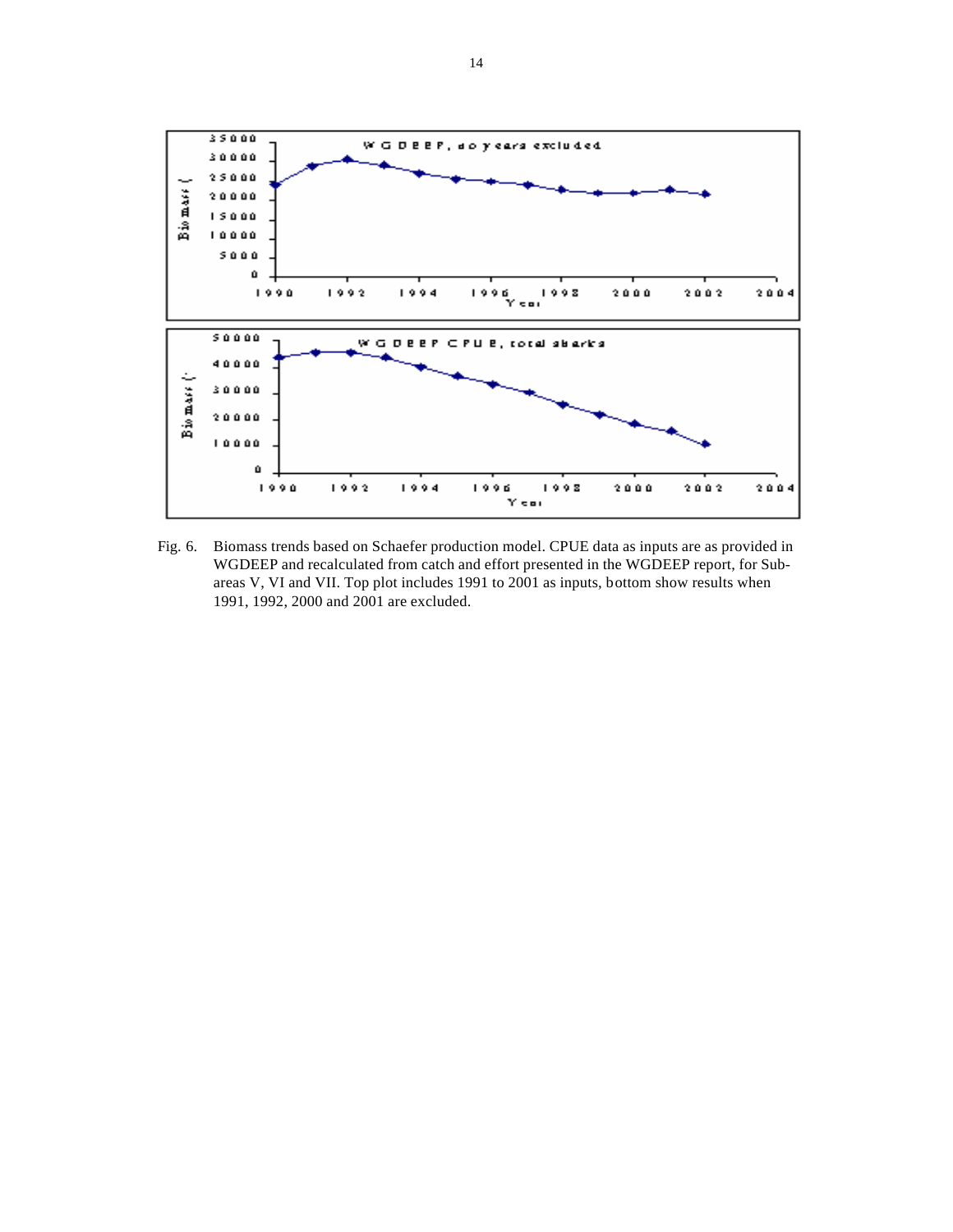Fig. 6. Biomass trends based on Schaefer production model. CPUE data as inputs are as provided in WGDEEP and recalculated from catch and effort presented in the WGDEEP report, for Sub-areas V, VI and VII. Top plot includes 1991 to 2001 as inputs, bottom show results when 1991, 1992, 2000 and 2001 are excluded.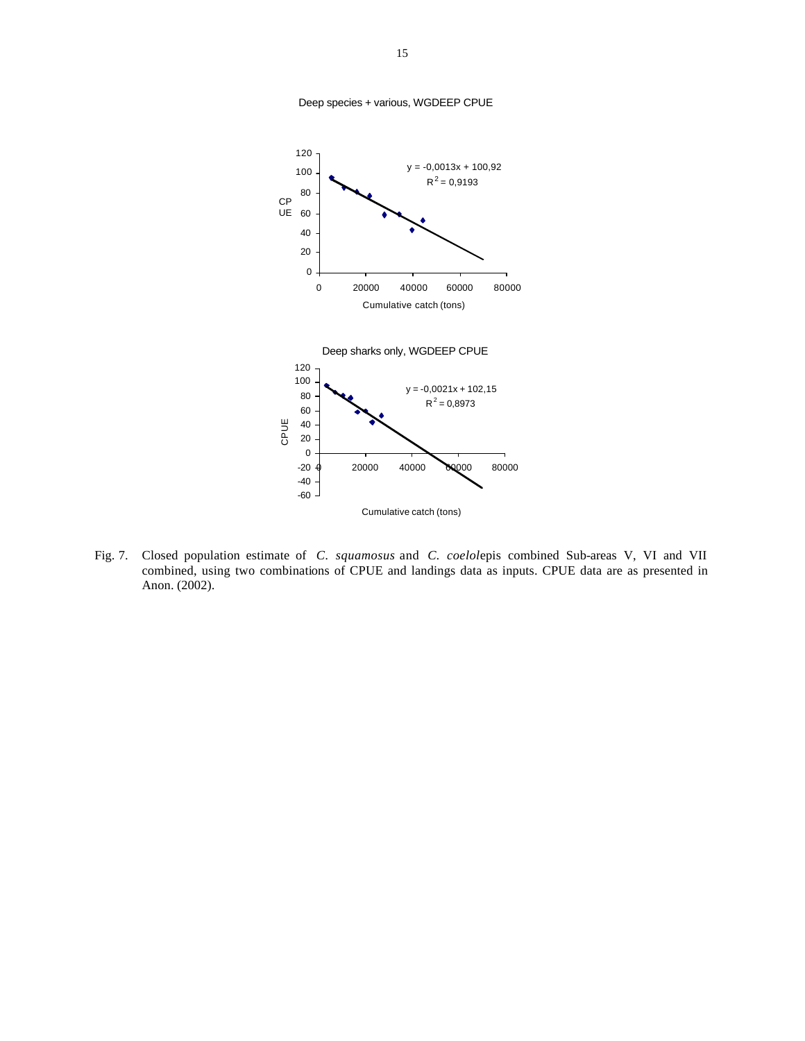Deep species + various, WGDEEP CPUE

$y = -0,0013x + 100,92$
$R^2 = 0,9193$

Deep sharks only, WGDEEP CPUE

$y = -0,0021x + 102,15$
$R^2 = 0,8973$

Fig. 7. Closed population estimate of *C. squamosus* and *C. coelolepis* combined Sub-areas V, VI and VII combined, using two combinations of CPUE and landings data as inputs. CPUE data are as presented in Anon. (2002).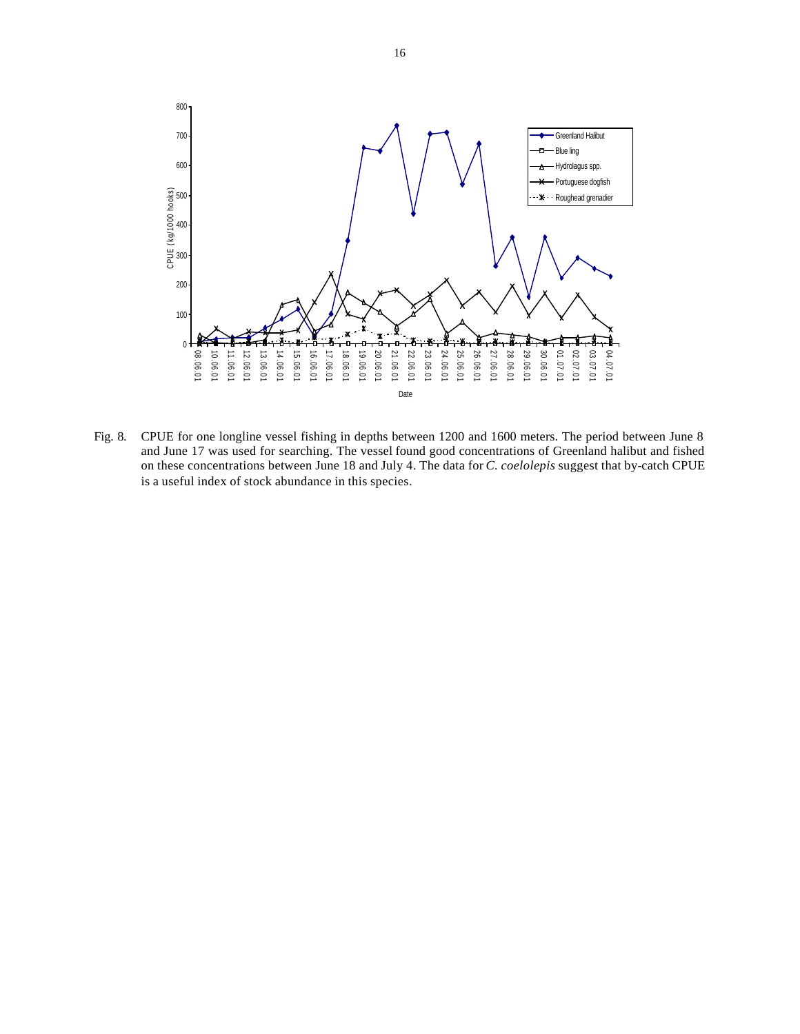800
700
600
500
400
300
200
100
0

CPUE (kg/1000 hooks)

08.06.01
10.06.01
11.06.01
12.06.01
13.06.01
14.06.01
15.06.01
16.06.01
17.06.01
18.06.01
19.06.01
20.06.01
21.06.01
22.06.01
23.06.01
24.06.01
25.06.01
26.06.01
27.06.01
28.06.01
29.06.01
30.06.01
01.07.01
02.07.01
03.07.01
04.07.01

Date

Greenland Halibut
Blue ling
Hydrolagus spp.
Portuguese dogfish
Roughead grenadier

Fig. 8. CPUE for one longline vessel fishing in depths between 1200 and 1600 meters. The period between June 8 and June 17 was used for searching. The vessel found good concentrations of Greenland halibut and fished on these concentrations between June 18 and July 4. The data for *C. coelolepis* suggest that by-catch CPUE is a useful index of stock abundance in this species.